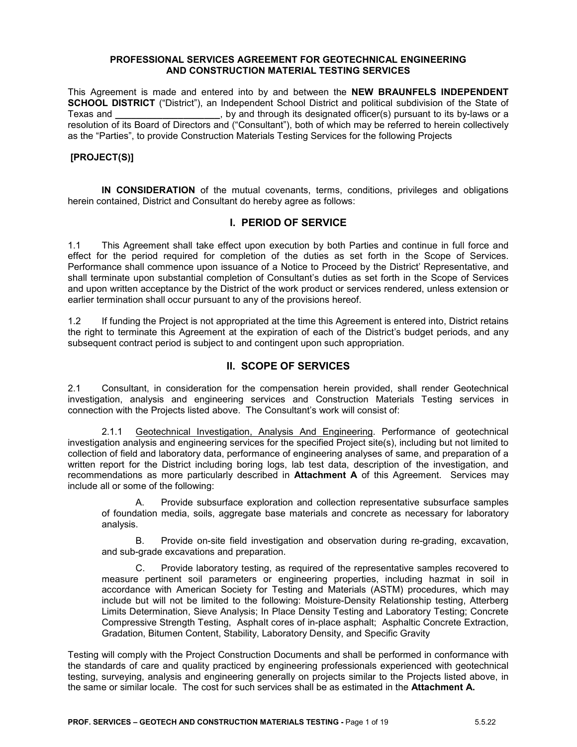# PROFESSIONAL SERVICES AGREEMENT FOR GEOTECHNICAL ENGINEERING AND CONSTRUCTION MATERIAL TESTING SERVICES

This Agreement is made and entered into by and between the **NEW BRAUNFELS INDEPENDENT SCHOOL DISTRICT** ("District"), an Independent School District and political subdivision of the State of Texas and **\_\_\_\_\_\_\_\_\_\_\_\_\_\_\_\_\_\_\_\_**, by and through its designated officer(s) pursuant to its by-laws or a resolution of its Board of Directors and ("Consultant"), both of which may be referred to herein collectively as the "Parties", to provide Construction Materials Testing Services for the following Projects

**[PROJECT(S)]**

**IN CONSIDERATION** of the mutual covenants, terms, conditions, privileges and obligations herein contained, District and Consultant do hereby agree as follows:

## I. PERIOD OF SERVICE

1.1 This Agreement shall take effect upon execution by both Parties and continue in full force and effect for the period required for completion of the duties as set forth in the Scope of Services. Performance shall commence upon issuance of a Notice to Proceed by the District' Representative, and shall terminate upon substantial completion of Consultant's duties as set forth in the Scope of Services and upon written acceptance by the District of the work product or services rendered, unless extension or earlier termination shall occur pursuant to any of the provisions hereof.

1.2 If funding the Project is not appropriated at the time this Agreement is entered into, District retains the right to terminate this Agreement at the expiration of each of the District's budget periods, and any subsequent contract period is subject to and contingent upon such appropriation.

## II. SCOPE OF SERVICES

2.1 Consultant, in consideration for the compensation herein provided, shall render Geotechnical investigation, analysis and engineering services and Construction Materials Testing services in connection with the Projects listed above. The Consultant's work will consist of:

2.1.1 Geotechnical Investigation, Analysis And Engineering. Performance of geotechnical investigation analysis and engineering services for the specified Project site(s), including but not limited to collection of field and laboratory data, performance of engineering analyses of same, and preparation of a written report for the District including boring logs, lab test data, description of the investigation, and recommendations as more particularly described in **Attachment A** of this Agreement. Services may include all or some of the following:

A. Provide subsurface exploration and collection representative subsurface samples of foundation media, soils, aggregate base materials and concrete as necessary for laboratory analysis.

B. Provide on-site field investigation and observation during re-grading, excavation, and sub-grade excavations and preparation.

C. Provide laboratory testing, as required of the representative samples recovered to measure pertinent soil parameters or engineering properties, including hazmat in soil in accordance with American Society for Testing and Materials (ASTM) procedures, which may include but will not be limited to the following: Moisture-Density Relationship testing, Atterberg Limits Determination, Sieve Analysis; In Place Density Testing and Laboratory Testing; Concrete Compressive Strength Testing, Asphalt cores of in-place asphalt; Asphaltic Concrete Extraction, Gradation, Bitumen Content, Stability, Laboratory Density, and Specific Gravity

Testing will comply with the Project Construction Documents and shall be performed in conformance with the standards of care and quality practiced by engineering professionals experienced with geotechnical testing, surveying, analysis and engineering generally on projects similar to the Projects listed above, in the same or similar locale. The cost for such services shall be as estimated in the **Attachment A.**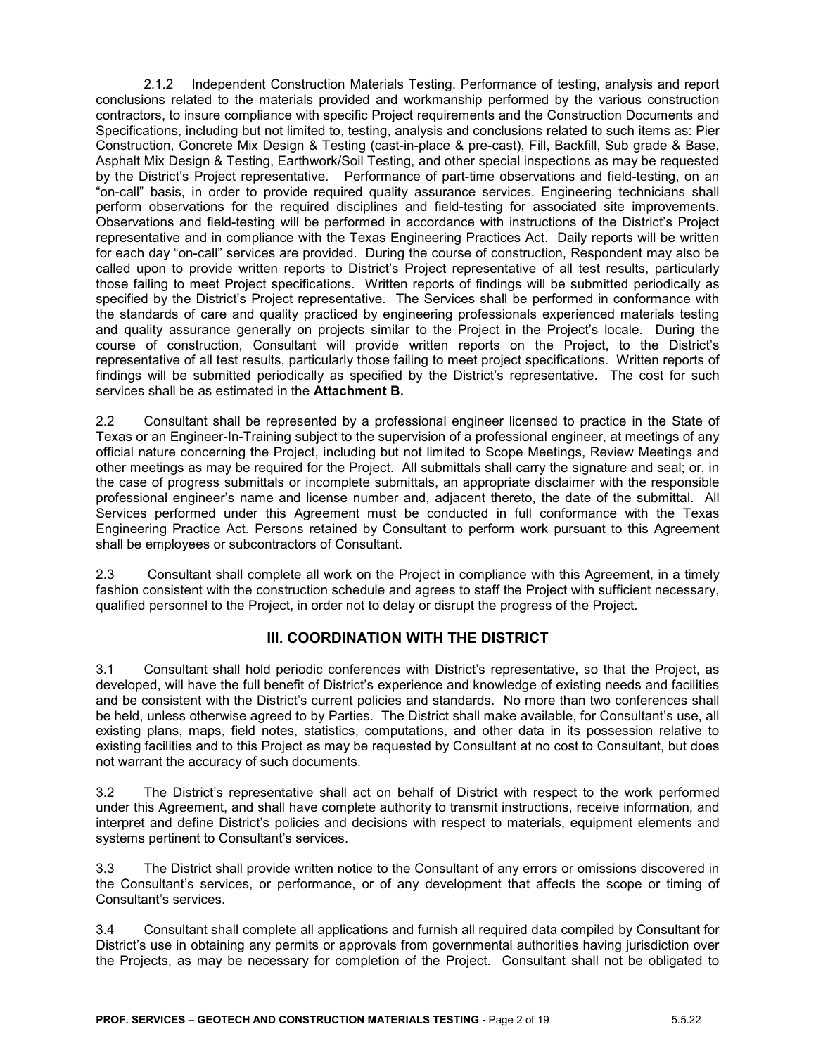2.1.2 Independent Construction Materials Testing. Performance of testing, analysis and report conclusions related to the materials provided and workmanship performed by the various construction contractors, to insure compliance with specific Project requirements and the Construction Documents and Specifications, including but not limited to, testing, analysis and conclusions related to such items as: Pier Construction, Concrete Mix Design & Testing (cast-in-place & pre-cast), Fill, Backfill, Sub grade & Base, Asphalt Mix Design & Testing, Earthwork/Soil Testing, and other special inspections as may be requested by the District's Project representative. Performance of part-time observations and field-testing, on an "on-call" basis, in order to provide required quality assurance services. Engineering technicians shall perform observations for the required disciplines and field-testing for associated site improvements. Observations and field-testing will be performed in accordance with instructions of the District's Project representative and in compliance with the Texas Engineering Practices Act. Daily reports will be written for each day "on-call" services are provided. During the course of construction, Respondent may also be called upon to provide written reports to District's Project representative of all test results, particularly those failing to meet Project specifications. Written reports of findings will be submitted periodically as specified by the District's Project representative. The Services shall be performed in conformance with the standards of care and quality practiced by engineering professionals experienced materials testing and quality assurance generally on projects similar to the Project in the Project's locale. During the course of construction, Consultant will provide written reports on the Project, to the District's representative of all test results, particularly those failing to meet project specifications. Written reports of findings will be submitted periodically as specified by the District's representative. The cost for such services shall be as estimated in the **Attachment B.**

2.2 Consultant shall be represented by a professional engineer licensed to practice in the State of Texas or an Engineer-In-Training subject to the supervision of a professional engineer, at meetings of any official nature concerning the Project, including but not limited to Scope Meetings, Review Meetings and other meetings as may be required for the Project. All submittals shall carry the signature and seal; or, in the case of progress submittals or incomplete submittals, an appropriate disclaimer with the responsible professional engineer's name and license number and, adjacent thereto, the date of the submittal. All Services performed under this Agreement must be conducted in full conformance with the Texas Engineering Practice Act. Persons retained by Consultant to perform work pursuant to this Agreement shall be employees or subcontractors of Consultant.

2.3 Consultant shall complete all work on the Project in compliance with this Agreement, in a timely fashion consistent with the construction schedule and agrees to staff the Project with sufficient necessary, qualified personnel to the Project, in order not to delay or disrupt the progress of the Project.

## III. COORDINATION WITH THE DISTRICT

3.1 Consultant shall hold periodic conferences with District's representative, so that the Project, as developed, will have the full benefit of District's experience and knowledge of existing needs and facilities and be consistent with the District's current policies and standards. No more than two conferences shall be held, unless otherwise agreed to by Parties. The District shall make available, for Consultant's use, all existing plans, maps, field notes, statistics, computations, and other data in its possession relative to existing facilities and to this Project as may be requested by Consultant at no cost to Consultant, but does not warrant the accuracy of such documents.

3.2 The District's representative shall act on behalf of District with respect to the work performed under this Agreement, and shall have complete authority to transmit instructions, receive information, and interpret and define District's policies and decisions with respect to materials, equipment elements and systems pertinent to Consultant's services.

3.3 The District shall provide written notice to the Consultant of any errors or omissions discovered in the Consultant's services, or performance, or of any development that affects the scope or timing of Consultant's services.

3.4 Consultant shall complete all applications and furnish all required data compiled by Consultant for District's use in obtaining any permits or approvals from governmental authorities having jurisdiction over the Projects, as may be necessary for completion of the Project. Consultant shall not be obligated to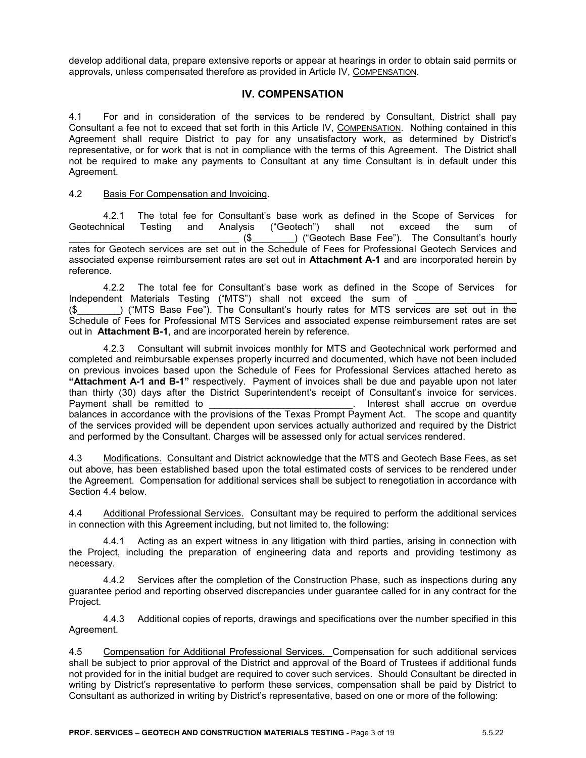develop additional data, prepare extensive reports or appear at hearings in order to obtain said permits or approvals, unless compensated therefore as provided in Article IV, COMPENSATION.

## IV. COMPENSATION

4.1 For and in consideration of the services to be rendered by Consultant, District shall pay Consultant a fee not to exceed that set forth in this Article IV, COMPENSATION. Nothing contained in this Agreement shall require District to pay for any unsatisfactory work, as determined by District's representative, or for work that is not in compliance with the terms of this Agreement. The District shall not be required to make any payments to Consultant at any time Consultant is in default under this Agreement.

4.2 Basis For Compensation and Invoicing.

4.2.1 The total fee for Consultant's base work as defined in the Scope of Services for Geotechnical Testing and Analysis ("Geotech") shall not exceed the sum of ________________________________ ($________) ("Geotech Base Fee"). The Consultant's hourly rates for Geotech services are set out in the Schedule of Fees for Professional Geotech Services and associated expense reimbursement rates are set out in **Attachment A-1** and are incorporated herein by reference.

4.2.2 The total fee for Consultant's base work as defined in the Scope of Services for Independent Materials Testing ("MTS") shall not exceed the sum of __________________ ($________) ("MTS Base Fee"). The Consultant's hourly rates for MTS services are set out in the Schedule of Fees for Professional MTS Services and associated expense reimbursement rates are set out in **Attachment B-1**, and are incorporated herein by reference.

4.2.3 Consultant will submit invoices monthly for MTS and Geotechnical work performed and completed and reimbursable expenses properly incurred and documented, which have not been included on previous invoices based upon the Schedule of Fees for Professional Services attached hereto as **"Attachment A-1 and B-1"** respectively. Payment of invoices shall be due and payable upon not later than thirty (30) days after the District Superintendent's receipt of Consultant's invoice for services. Payment shall be remitted to ___________________________. Interest shall accrue on overdue balances in accordance with the provisions of the Texas Prompt Payment Act. The scope and quantity of the services provided will be dependent upon services actually authorized and required by the District and performed by the Consultant. Charges will be assessed only for actual services rendered.

4.3 Modifications. Consultant and District acknowledge that the MTS and Geotech Base Fees, as set out above, has been established based upon the total estimated costs of services to be rendered under the Agreement. Compensation for additional services shall be subject to renegotiation in accordance with Section 4.4 below.

4.4 Additional Professional Services. Consultant may be required to perform the additional services in connection with this Agreement including, but not limited to, the following:

4.4.1 Acting as an expert witness in any litigation with third parties, arising in connection with the Project, including the preparation of engineering data and reports and providing testimony as necessary.

4.4.2 Services after the completion of the Construction Phase, such as inspections during any guarantee period and reporting observed discrepancies under guarantee called for in any contract for the Project.

4.4.3 Additional copies of reports, drawings and specifications over the number specified in this Agreement.

4.5 Compensation for Additional Professional Services. Compensation for such additional services shall be subject to prior approval of the District and approval of the Board of Trustees if additional funds not provided for in the initial budget are required to cover such services. Should Consultant be directed in writing by District's representative to perform these services, compensation shall be paid by District to Consultant as authorized in writing by District's representative, based on one or more of the following: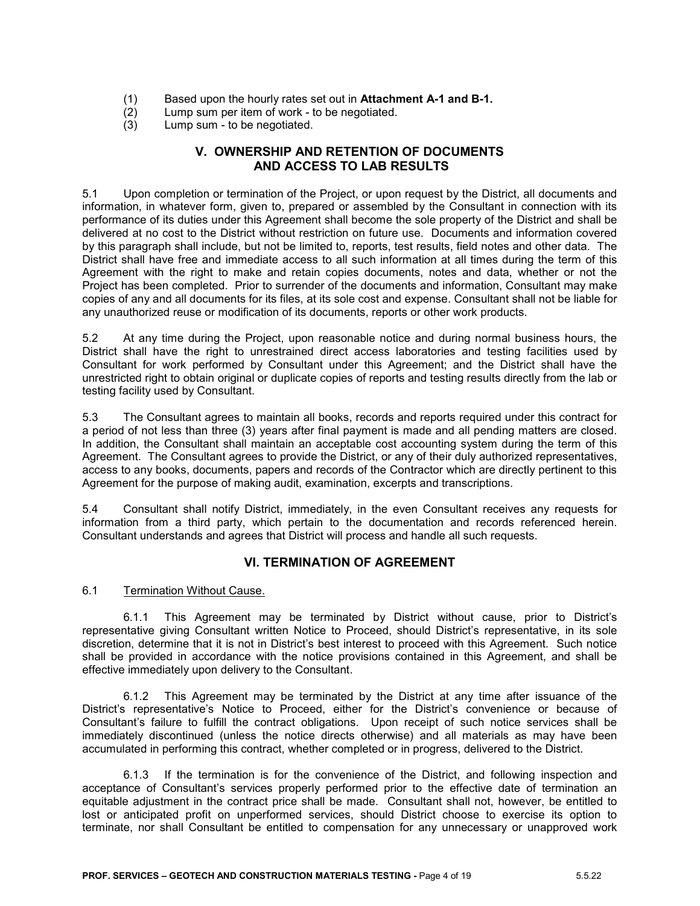(1) Based upon the hourly rates set out in **Attachment A-1 and B-1.**
(2) Lump sum per item of work - to be negotiated.
(3) Lump sum - to be negotiated.

## V. OWNERSHIP AND RETENTION OF DOCUMENTS AND ACCESS TO LAB RESULTS

5.1 Upon completion or termination of the Project, or upon request by the District, all documents and information, in whatever form, given to, prepared or assembled by the Consultant in connection with its performance of its duties under this Agreement shall become the sole property of the District and shall be delivered at no cost to the District without restriction on future use. Documents and information covered by this paragraph shall include, but not be limited to, reports, test results, field notes and other data. The District shall have free and immediate access to all such information at all times during the term of this Agreement with the right to make and retain copies documents, notes and data, whether or not the Project has been completed. Prior to surrender of the documents and information, Consultant may make copies of any and all documents for its files, at its sole cost and expense. Consultant shall not be liable for any unauthorized reuse or modification of its documents, reports or other work products.

5.2 At any time during the Project, upon reasonable notice and during normal business hours, the District shall have the right to unrestrained direct access laboratories and testing facilities used by Consultant for work performed by Consultant under this Agreement; and the District shall have the unrestricted right to obtain original or duplicate copies of reports and testing results directly from the lab or testing facility used by Consultant.

5.3 The Consultant agrees to maintain all books, records and reports required under this contract for a period of not less than three (3) years after final payment is made and all pending matters are closed. In addition, the Consultant shall maintain an acceptable cost accounting system during the term of this Agreement. The Consultant agrees to provide the District, or any of their duly authorized representatives, access to any books, documents, papers and records of the Contractor which are directly pertinent to this Agreement for the purpose of making audit, examination, excerpts and transcriptions.

5.4 Consultant shall notify District, immediately, in the even Consultant receives any requests for information from a third party, which pertain to the documentation and records referenced herein. Consultant understands and agrees that District will process and handle all such requests.

## VI. TERMINATION OF AGREEMENT

6.1 Termination Without Cause.

6.1.1 This Agreement may be terminated by District without cause, prior to District's representative giving Consultant written Notice to Proceed, should District's representative, in its sole discretion, determine that it is not in District's best interest to proceed with this Agreement. Such notice shall be provided in accordance with the notice provisions contained in this Agreement, and shall be effective immediately upon delivery to the Consultant.

6.1.2 This Agreement may be terminated by the District at any time after issuance of the District's representative's Notice to Proceed, either for the District's convenience or because of Consultant's failure to fulfill the contract obligations. Upon receipt of such notice services shall be immediately discontinued (unless the notice directs otherwise) and all materials as may have been accumulated in performing this contract, whether completed or in progress, delivered to the District.

6.1.3 If the termination is for the convenience of the District, and following inspection and acceptance of Consultant's services properly performed prior to the effective date of termination an equitable adjustment in the contract price shall be made. Consultant shall not, however, be entitled to lost or anticipated profit on unperformed services, should District choose to exercise its option to terminate, nor shall Consultant be entitled to compensation for any unnecessary or unapproved work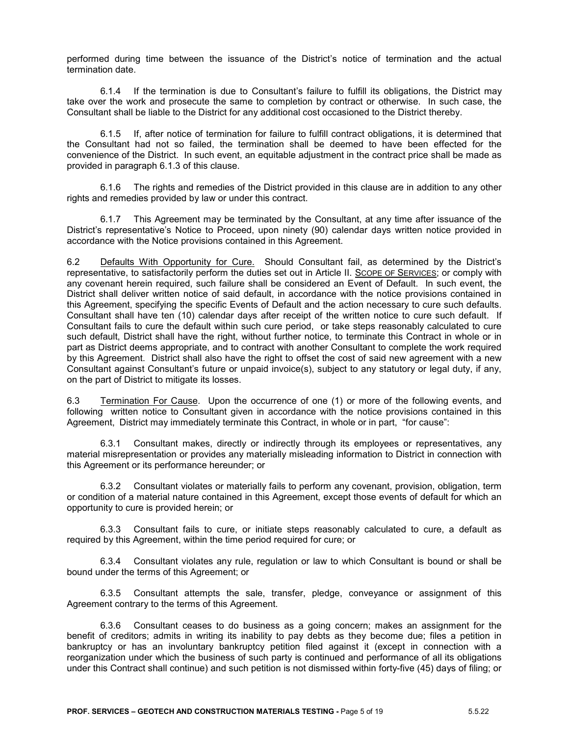performed during time between the issuance of the District's notice of termination and the actual termination date.

6.1.4 If the termination is due to Consultant's failure to fulfill its obligations, the District may take over the work and prosecute the same to completion by contract or otherwise. In such case, the Consultant shall be liable to the District for any additional cost occasioned to the District thereby.

6.1.5 If, after notice of termination for failure to fulfill contract obligations, it is determined that the Consultant had not so failed, the termination shall be deemed to have been effected for the convenience of the District. In such event, an equitable adjustment in the contract price shall be made as provided in paragraph 6.1.3 of this clause.

6.1.6 The rights and remedies of the District provided in this clause are in addition to any other rights and remedies provided by law or under this contract.

6.1.7 This Agreement may be terminated by the Consultant, at any time after issuance of the District's representative's Notice to Proceed, upon ninety (90) calendar days written notice provided in accordance with the Notice provisions contained in this Agreement.

6.2 Defaults With Opportunity for Cure. Should Consultant fail, as determined by the District's representative, to satisfactorily perform the duties set out in Article II. SCOPE OF SERVICES; or comply with any covenant herein required, such failure shall be considered an Event of Default. In such event, the District shall deliver written notice of said default, in accordance with the notice provisions contained in this Agreement, specifying the specific Events of Default and the action necessary to cure such defaults. Consultant shall have ten (10) calendar days after receipt of the written notice to cure such default. If Consultant fails to cure the default within such cure period, or take steps reasonably calculated to cure such default, District shall have the right, without further notice, to terminate this Contract in whole or in part as District deems appropriate, and to contract with another Consultant to complete the work required by this Agreement. District shall also have the right to offset the cost of said new agreement with a new Consultant against Consultant's future or unpaid invoice(s), subject to any statutory or legal duty, if any, on the part of District to mitigate its losses.

6.3 Termination For Cause. Upon the occurrence of one (1) or more of the following events, and following written notice to Consultant given in accordance with the notice provisions contained in this Agreement, District may immediately terminate this Contract, in whole or in part, "for cause":

6.3.1 Consultant makes, directly or indirectly through its employees or representatives, any material misrepresentation or provides any materially misleading information to District in connection with this Agreement or its performance hereunder; or

6.3.2 Consultant violates or materially fails to perform any covenant, provision, obligation, term or condition of a material nature contained in this Agreement, except those events of default for which an opportunity to cure is provided herein; or

6.3.3 Consultant fails to cure, or initiate steps reasonably calculated to cure, a default as required by this Agreement, within the time period required for cure; or

6.3.4 Consultant violates any rule, regulation or law to which Consultant is bound or shall be bound under the terms of this Agreement; or

6.3.5 Consultant attempts the sale, transfer, pledge, conveyance or assignment of this Agreement contrary to the terms of this Agreement.

6.3.6 Consultant ceases to do business as a going concern; makes an assignment for the benefit of creditors; admits in writing its inability to pay debts as they become due; files a petition in bankruptcy or has an involuntary bankruptcy petition filed against it (except in connection with a reorganization under which the business of such party is continued and performance of all its obligations under this Contract shall continue) and such petition is not dismissed within forty-five (45) days of filing; or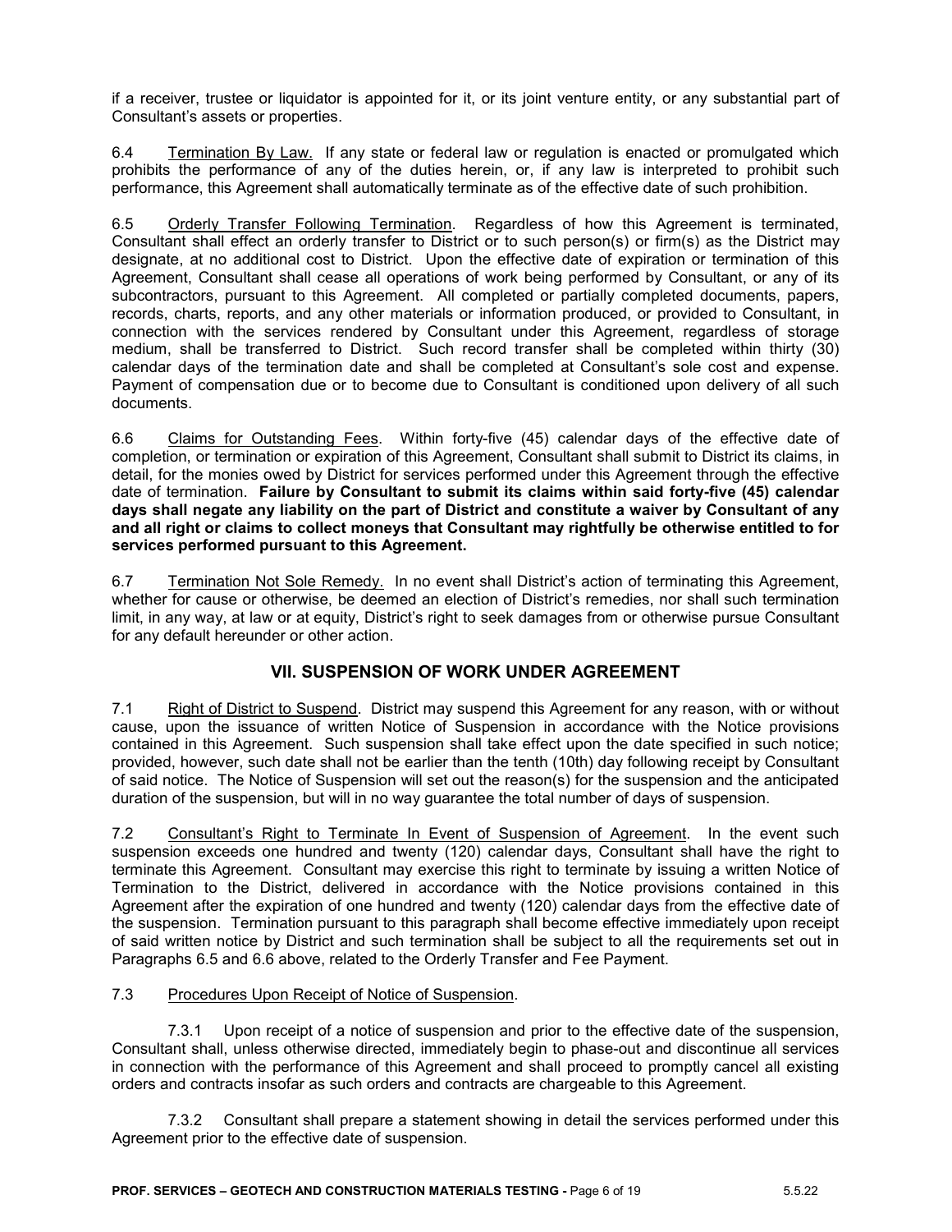if a receiver, trustee or liquidator is appointed for it, or its joint venture entity, or any substantial part of Consultant's assets or properties.

6.4 Termination By Law. If any state or federal law or regulation is enacted or promulgated which prohibits the performance of any of the duties herein, or, if any law is interpreted to prohibit such performance, this Agreement shall automatically terminate as of the effective date of such prohibition.

6.5 Orderly Transfer Following Termination. Regardless of how this Agreement is terminated, Consultant shall effect an orderly transfer to District or to such person(s) or firm(s) as the District may designate, at no additional cost to District. Upon the effective date of expiration or termination of this Agreement, Consultant shall cease all operations of work being performed by Consultant, or any of its subcontractors, pursuant to this Agreement. All completed or partially completed documents, papers, records, charts, reports, and any other materials or information produced, or provided to Consultant, in connection with the services rendered by Consultant under this Agreement, regardless of storage medium, shall be transferred to District. Such record transfer shall be completed within thirty (30) calendar days of the termination date and shall be completed at Consultant's sole cost and expense. Payment of compensation due or to become due to Consultant is conditioned upon delivery of all such documents.

6.6 Claims for Outstanding Fees. Within forty-five (45) calendar days of the effective date of completion, or termination or expiration of this Agreement, Consultant shall submit to District its claims, in detail, for the monies owed by District for services performed under this Agreement through the effective date of termination. **Failure by Consultant to submit its claims within said forty-five (45) calendar days shall negate any liability on the part of District and constitute a waiver by Consultant of any and all right or claims to collect moneys that Consultant may rightfully be otherwise entitled to for services performed pursuant to this Agreement.**

6.7 Termination Not Sole Remedy. In no event shall District's action of terminating this Agreement, whether for cause or otherwise, be deemed an election of District's remedies, nor shall such termination limit, in any way, at law or at equity, District's right to seek damages from or otherwise pursue Consultant for any default hereunder or other action.

## VII. SUSPENSION OF WORK UNDER AGREEMENT

7.1 Right of District to Suspend. District may suspend this Agreement for any reason, with or without cause, upon the issuance of written Notice of Suspension in accordance with the Notice provisions contained in this Agreement. Such suspension shall take effect upon the date specified in such notice; provided, however, such date shall not be earlier than the tenth (10th) day following receipt by Consultant of said notice. The Notice of Suspension will set out the reason(s) for the suspension and the anticipated duration of the suspension, but will in no way guarantee the total number of days of suspension.

7.2 Consultant's Right to Terminate In Event of Suspension of Agreement. In the event such suspension exceeds one hundred and twenty (120) calendar days, Consultant shall have the right to terminate this Agreement. Consultant may exercise this right to terminate by issuing a written Notice of Termination to the District, delivered in accordance with the Notice provisions contained in this Agreement after the expiration of one hundred and twenty (120) calendar days from the effective date of the suspension. Termination pursuant to this paragraph shall become effective immediately upon receipt of said written notice by District and such termination shall be subject to all the requirements set out in Paragraphs 6.5 and 6.6 above, related to the Orderly Transfer and Fee Payment.

7.3 Procedures Upon Receipt of Notice of Suspension.

7.3.1 Upon receipt of a notice of suspension and prior to the effective date of the suspension, Consultant shall, unless otherwise directed, immediately begin to phase-out and discontinue all services in connection with the performance of this Agreement and shall proceed to promptly cancel all existing orders and contracts insofar as such orders and contracts are chargeable to this Agreement.

7.3.2 Consultant shall prepare a statement showing in detail the services performed under this Agreement prior to the effective date of suspension.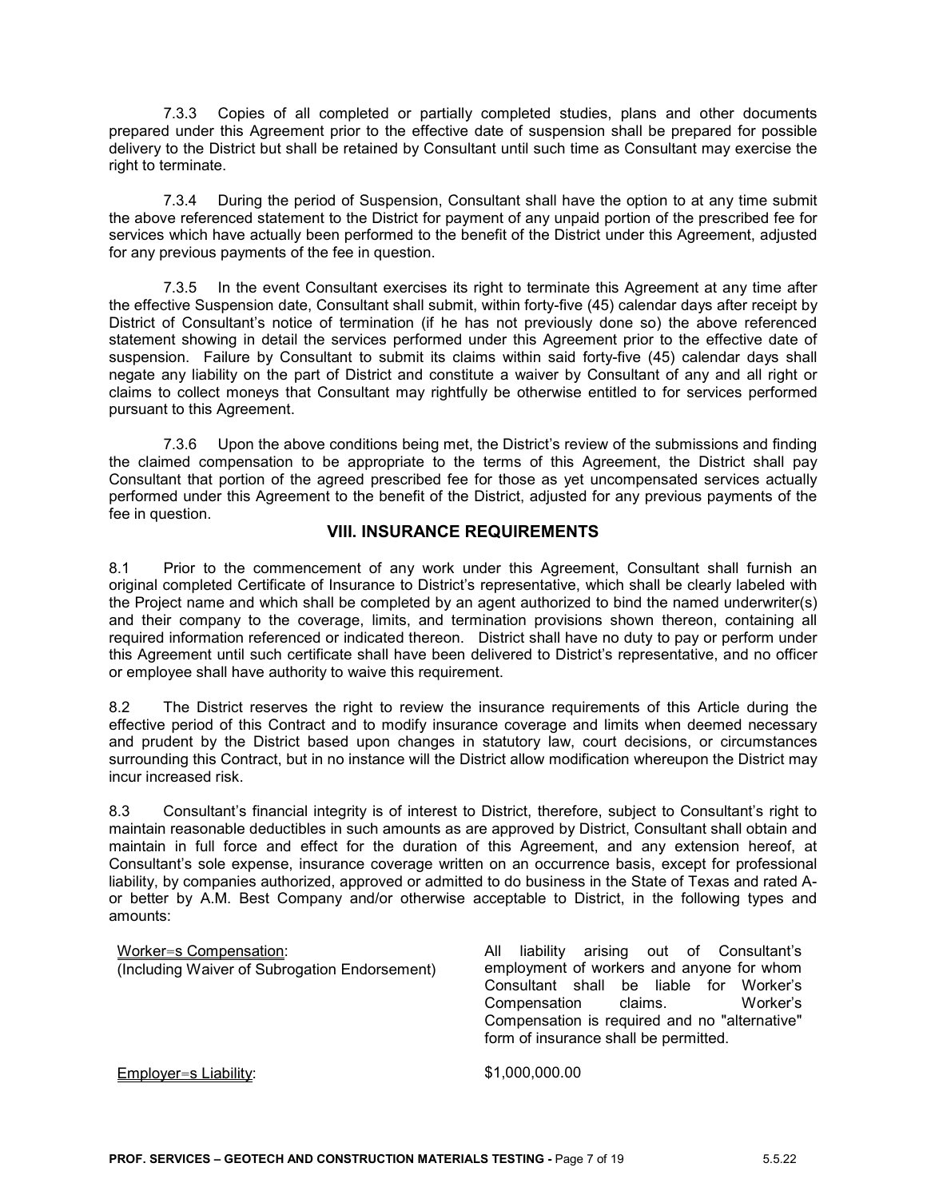7.3.3 Copies of all completed or partially completed studies, plans and other documents prepared under this Agreement prior to the effective date of suspension shall be prepared for possible delivery to the District but shall be retained by Consultant until such time as Consultant may exercise the right to terminate.

7.3.4 During the period of Suspension, Consultant shall have the option to at any time submit the above referenced statement to the District for payment of any unpaid portion of the prescribed fee for services which have actually been performed to the benefit of the District under this Agreement, adjusted for any previous payments of the fee in question.

7.3.5 In the event Consultant exercises its right to terminate this Agreement at any time after the effective Suspension date, Consultant shall submit, within forty-five (45) calendar days after receipt by District of Consultant's notice of termination (if he has not previously done so) the above referenced statement showing in detail the services performed under this Agreement prior to the effective date of suspension. Failure by Consultant to submit its claims within said forty-five (45) calendar days shall negate any liability on the part of District and constitute a waiver by Consultant of any and all right or claims to collect moneys that Consultant may rightfully be otherwise entitled to for services performed pursuant to this Agreement.

7.3.6 Upon the above conditions being met, the District's review of the submissions and finding the claimed compensation to be appropriate to the terms of this Agreement, the District shall pay Consultant that portion of the agreed prescribed fee for those as yet uncompensated services actually performed under this Agreement to the benefit of the District, adjusted for any previous payments of the fee in question.

## VIII. INSURANCE REQUIREMENTS

8.1 Prior to the commencement of any work under this Agreement, Consultant shall furnish an original completed Certificate of Insurance to District's representative, which shall be clearly labeled with the Project name and which shall be completed by an agent authorized to bind the named underwriter(s) and their company to the coverage, limits, and termination provisions shown thereon, containing all required information referenced or indicated thereon. District shall have no duty to pay or perform under this Agreement until such certificate shall have been delivered to District's representative, and no officer or employee shall have authority to waive this requirement.

8.2 The District reserves the right to review the insurance requirements of this Article during the effective period of this Contract and to modify insurance coverage and limits when deemed necessary and prudent by the District based upon changes in statutory law, court decisions, or circumstances surrounding this Contract, but in no instance will the District allow modification whereupon the District may incur increased risk.

8.3 Consultant's financial integrity is of interest to District, therefore, subject to Consultant's right to maintain reasonable deductibles in such amounts as are approved by District, Consultant shall obtain and maintain in full force and effect for the duration of this Agreement, and any extension hereof, at Consultant's sole expense, insurance coverage written on an occurrence basis, except for professional liability, by companies authorized, approved or admitted to do business in the State of Texas and rated A- or better by A.M. Best Company and/or otherwise acceptable to District, in the following types and amounts:

| | |
|---|---|
| <u>Worker=s Compensation</u>:<br>(Including Waiver of Subrogation Endorsement) | All liability arising out of Consultant's employment of workers and anyone for whom Consultant shall be liable for Worker's Compensation claims. Worker's Compensation is required and no "alternative" form of insurance shall be permitted. |
| <u>Employer=s Liability</u>: | $1,000,000.00 |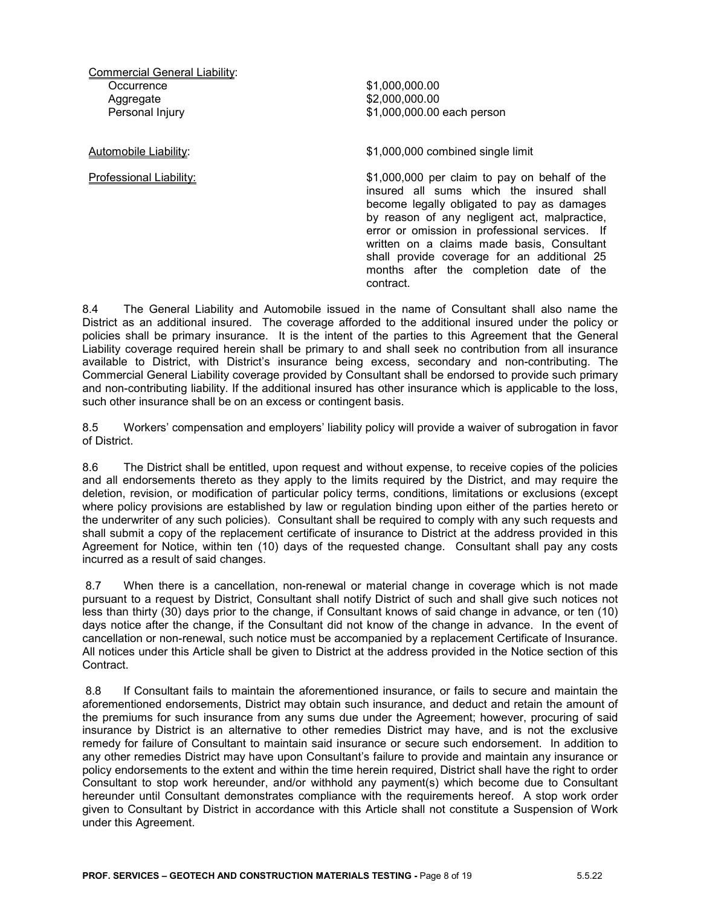| Coverage | Limit |
|---|---|
| Commercial General Liability: | |
| Occurrence | \$1,000,000.00 |
| Aggregate | \$2,000,000.00 |
| Personal Injury | \$1,000,000.00 each person |
| Automobile Liability: | \$1,000,000 combined single limit |
| Professional Liability: | \$1,000,000 per claim to pay on behalf of the insured all sums which the insured shall become legally obligated to pay as damages by reason of any negligent act, malpractice, error or omission in professional services. If written on a claims made basis, Consultant shall provide coverage for an additional 25 months after the completion date of the contract. |

8.4 The General Liability and Automobile issued in the name of Consultant shall also name the District as an additional insured. The coverage afforded to the additional insured under the policy or policies shall be primary insurance. It is the intent of the parties to this Agreement that the General Liability coverage required herein shall be primary to and shall seek no contribution from all insurance available to District, with District's insurance being excess, secondary and non-contributing. The Commercial General Liability coverage provided by Consultant shall be endorsed to provide such primary and non-contributing liability. If the additional insured has other insurance which is applicable to the loss, such other insurance shall be on an excess or contingent basis.

8.5 Workers' compensation and employers' liability policy will provide a waiver of subrogation in favor of District.

8.6 The District shall be entitled, upon request and without expense, to receive copies of the policies and all endorsements thereto as they apply to the limits required by the District, and may require the deletion, revision, or modification of particular policy terms, conditions, limitations or exclusions (except where policy provisions are established by law or regulation binding upon either of the parties hereto or the underwriter of any such policies). Consultant shall be required to comply with any such requests and shall submit a copy of the replacement certificate of insurance to District at the address provided in this Agreement for Notice, within ten (10) days of the requested change. Consultant shall pay any costs incurred as a result of said changes.

8.7 When there is a cancellation, non-renewal or material change in coverage which is not made pursuant to a request by District, Consultant shall notify District of such and shall give such notices not less than thirty (30) days prior to the change, if Consultant knows of said change in advance, or ten (10) days notice after the change, if the Consultant did not know of the change in advance. In the event of cancellation or non-renewal, such notice must be accompanied by a replacement Certificate of Insurance. All notices under this Article shall be given to District at the address provided in the Notice section of this Contract.

8.8 If Consultant fails to maintain the aforementioned insurance, or fails to secure and maintain the aforementioned endorsements, District may obtain such insurance, and deduct and retain the amount of the premiums for such insurance from any sums due under the Agreement; however, procuring of said insurance by District is an alternative to other remedies District may have, and is not the exclusive remedy for failure of Consultant to maintain said insurance or secure such endorsement. In addition to any other remedies District may have upon Consultant's failure to provide and maintain any insurance or policy endorsements to the extent and within the time herein required, District shall have the right to order Consultant to stop work hereunder, and/or withhold any payment(s) which become due to Consultant hereunder until Consultant demonstrates compliance with the requirements hereof. A stop work order given to Consultant by District in accordance with this Article shall not constitute a Suspension of Work under this Agreement.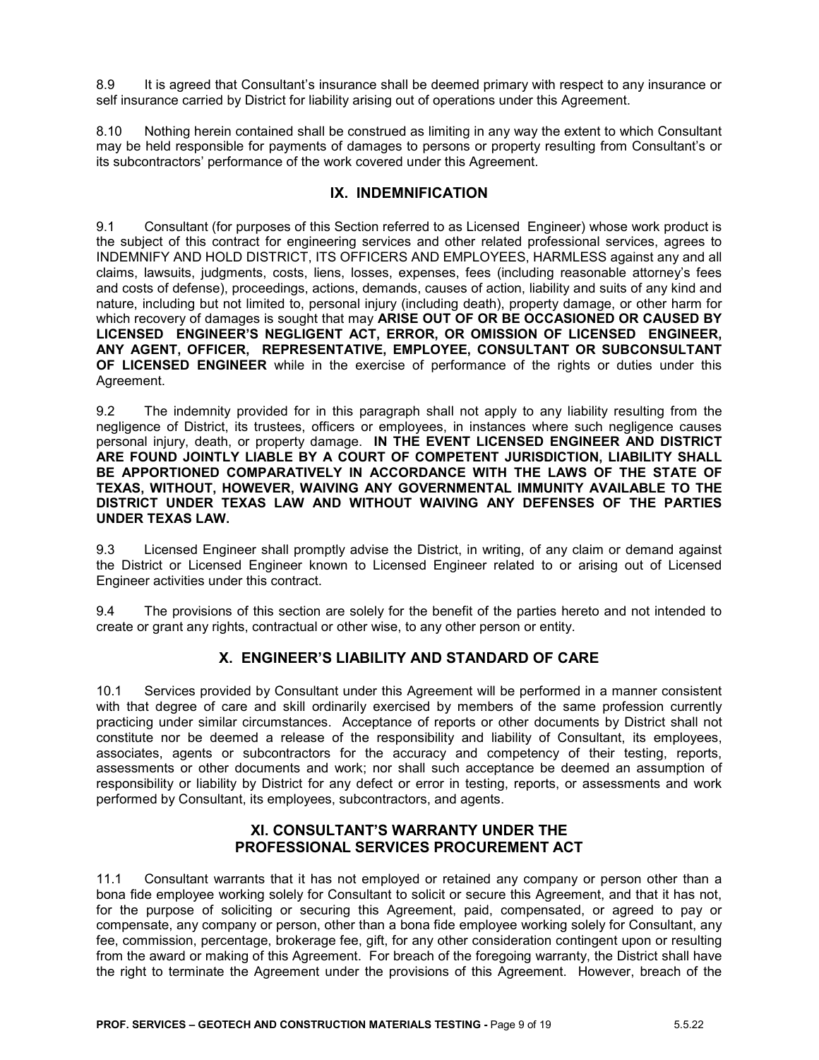8.9 It is agreed that Consultant's insurance shall be deemed primary with respect to any insurance or self insurance carried by District for liability arising out of operations under this Agreement.

8.10 Nothing herein contained shall be construed as limiting in any way the extent to which Consultant may be held responsible for payments of damages to persons or property resulting from Consultant's or its subcontractors' performance of the work covered under this Agreement.

## IX. INDEMNIFICATION

9.1 Consultant (for purposes of this Section referred to as Licensed Engineer) whose work product is the subject of this contract for engineering services and other related professional services, agrees to INDEMNIFY AND HOLD DISTRICT, ITS OFFICERS AND EMPLOYEES, HARMLESS against any and all claims, lawsuits, judgments, costs, liens, losses, expenses, fees (including reasonable attorney's fees and costs of defense), proceedings, actions, demands, causes of action, liability and suits of any kind and nature, including but not limited to, personal injury (including death), property damage, or other harm for which recovery of damages is sought that may **ARISE OUT OF OR BE OCCASIONED OR CAUSED BY LICENSED ENGINEER'S NEGLIGENT ACT, ERROR, OR OMISSION OF LICENSED ENGINEER, ANY AGENT, OFFICER, REPRESENTATIVE, EMPLOYEE, CONSULTANT OR SUBCONSULTANT OF LICENSED ENGINEER** while in the exercise of performance of the rights or duties under this Agreement.

9.2 The indemnity provided for in this paragraph shall not apply to any liability resulting from the negligence of District, its trustees, officers or employees, in instances where such negligence causes personal injury, death, or property damage. **IN THE EVENT LICENSED ENGINEER AND DISTRICT ARE FOUND JOINTLY LIABLE BY A COURT OF COMPETENT JURISDICTION, LIABILITY SHALL BE APPORTIONED COMPARATIVELY IN ACCORDANCE WITH THE LAWS OF THE STATE OF TEXAS, WITHOUT, HOWEVER, WAIVING ANY GOVERNMENTAL IMMUNITY AVAILABLE TO THE DISTRICT UNDER TEXAS LAW AND WITHOUT WAIVING ANY DEFENSES OF THE PARTIES UNDER TEXAS LAW.**

9.3 Licensed Engineer shall promptly advise the District, in writing, of any claim or demand against the District or Licensed Engineer known to Licensed Engineer related to or arising out of Licensed Engineer activities under this contract.

9.4 The provisions of this section are solely for the benefit of the parties hereto and not intended to create or grant any rights, contractual or other wise, to any other person or entity.

## X. ENGINEER'S LIABILITY AND STANDARD OF CARE

10.1 Services provided by Consultant under this Agreement will be performed in a manner consistent with that degree of care and skill ordinarily exercised by members of the same profession currently practicing under similar circumstances. Acceptance of reports or other documents by District shall not constitute nor be deemed a release of the responsibility and liability of Consultant, its employees, associates, agents or subcontractors for the accuracy and competency of their testing, reports, assessments or other documents and work; nor shall such acceptance be deemed an assumption of responsibility or liability by District for any defect or error in testing, reports, or assessments and work performed by Consultant, its employees, subcontractors, and agents.

## XI. CONSULTANT'S WARRANTY UNDER THE PROFESSIONAL SERVICES PROCUREMENT ACT

11.1 Consultant warrants that it has not employed or retained any company or person other than a bona fide employee working solely for Consultant to solicit or secure this Agreement, and that it has not, for the purpose of soliciting or securing this Agreement, paid, compensated, or agreed to pay or compensate, any company or person, other than a bona fide employee working solely for Consultant, any fee, commission, percentage, brokerage fee, gift, for any other consideration contingent upon or resulting from the award or making of this Agreement. For breach of the foregoing warranty, the District shall have the right to terminate the Agreement under the provisions of this Agreement. However, breach of the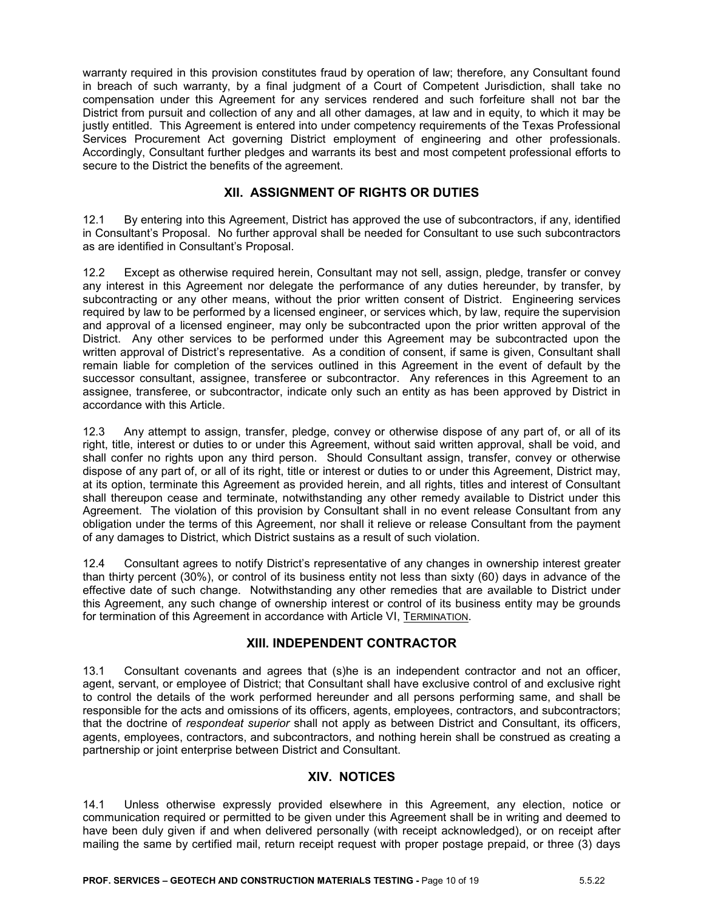warranty required in this provision constitutes fraud by operation of law; therefore, any Consultant found in breach of such warranty, by a final judgment of a Court of Competent Jurisdiction, shall take no compensation under this Agreement for any services rendered and such forfeiture shall not bar the District from pursuit and collection of any and all other damages, at law and in equity, to which it may be justly entitled. This Agreement is entered into under competency requirements of the Texas Professional Services Procurement Act governing District employment of engineering and other professionals. Accordingly, Consultant further pledges and warrants its best and most competent professional efforts to secure to the District the benefits of the agreement.

## XII. ASSIGNMENT OF RIGHTS OR DUTIES

12.1 By entering into this Agreement, District has approved the use of subcontractors, if any, identified in Consultant's Proposal. No further approval shall be needed for Consultant to use such subcontractors as are identified in Consultant's Proposal.

12.2 Except as otherwise required herein, Consultant may not sell, assign, pledge, transfer or convey any interest in this Agreement nor delegate the performance of any duties hereunder, by transfer, by subcontracting or any other means, without the prior written consent of District. Engineering services required by law to be performed by a licensed engineer, or services which, by law, require the supervision and approval of a licensed engineer, may only be subcontracted upon the prior written approval of the District. Any other services to be performed under this Agreement may be subcontracted upon the written approval of District's representative. As a condition of consent, if same is given, Consultant shall remain liable for completion of the services outlined in this Agreement in the event of default by the successor consultant, assignee, transferee or subcontractor. Any references in this Agreement to an assignee, transferee, or subcontractor, indicate only such an entity as has been approved by District in accordance with this Article.

12.3 Any attempt to assign, transfer, pledge, convey or otherwise dispose of any part of, or all of its right, title, interest or duties to or under this Agreement, without said written approval, shall be void, and shall confer no rights upon any third person. Should Consultant assign, transfer, convey or otherwise dispose of any part of, or all of its right, title or interest or duties to or under this Agreement, District may, at its option, terminate this Agreement as provided herein, and all rights, titles and interest of Consultant shall thereupon cease and terminate, notwithstanding any other remedy available to District under this Agreement. The violation of this provision by Consultant shall in no event release Consultant from any obligation under the terms of this Agreement, nor shall it relieve or release Consultant from the payment of any damages to District, which District sustains as a result of such violation.

12.4 Consultant agrees to notify District's representative of any changes in ownership interest greater than thirty percent (30%), or control of its business entity not less than sixty (60) days in advance of the effective date of such change. Notwithstanding any other remedies that are available to District under this Agreement, any such change of ownership interest or control of its business entity may be grounds for termination of this Agreement in accordance with Article VI, TERMINATION.

## XIII. INDEPENDENT CONTRACTOR

13.1 Consultant covenants and agrees that (s)he is an independent contractor and not an officer, agent, servant, or employee of District; that Consultant shall have exclusive control of and exclusive right to control the details of the work performed hereunder and all persons performing same, and shall be responsible for the acts and omissions of its officers, agents, employees, contractors, and subcontractors; that the doctrine of *respondeat superior* shall not apply as between District and Consultant, its officers, agents, employees, contractors, and subcontractors, and nothing herein shall be construed as creating a partnership or joint enterprise between District and Consultant.

## XIV. NOTICES

14.1 Unless otherwise expressly provided elsewhere in this Agreement, any election, notice or communication required or permitted to be given under this Agreement shall be in writing and deemed to have been duly given if and when delivered personally (with receipt acknowledged), or on receipt after mailing the same by certified mail, return receipt request with proper postage prepaid, or three (3) days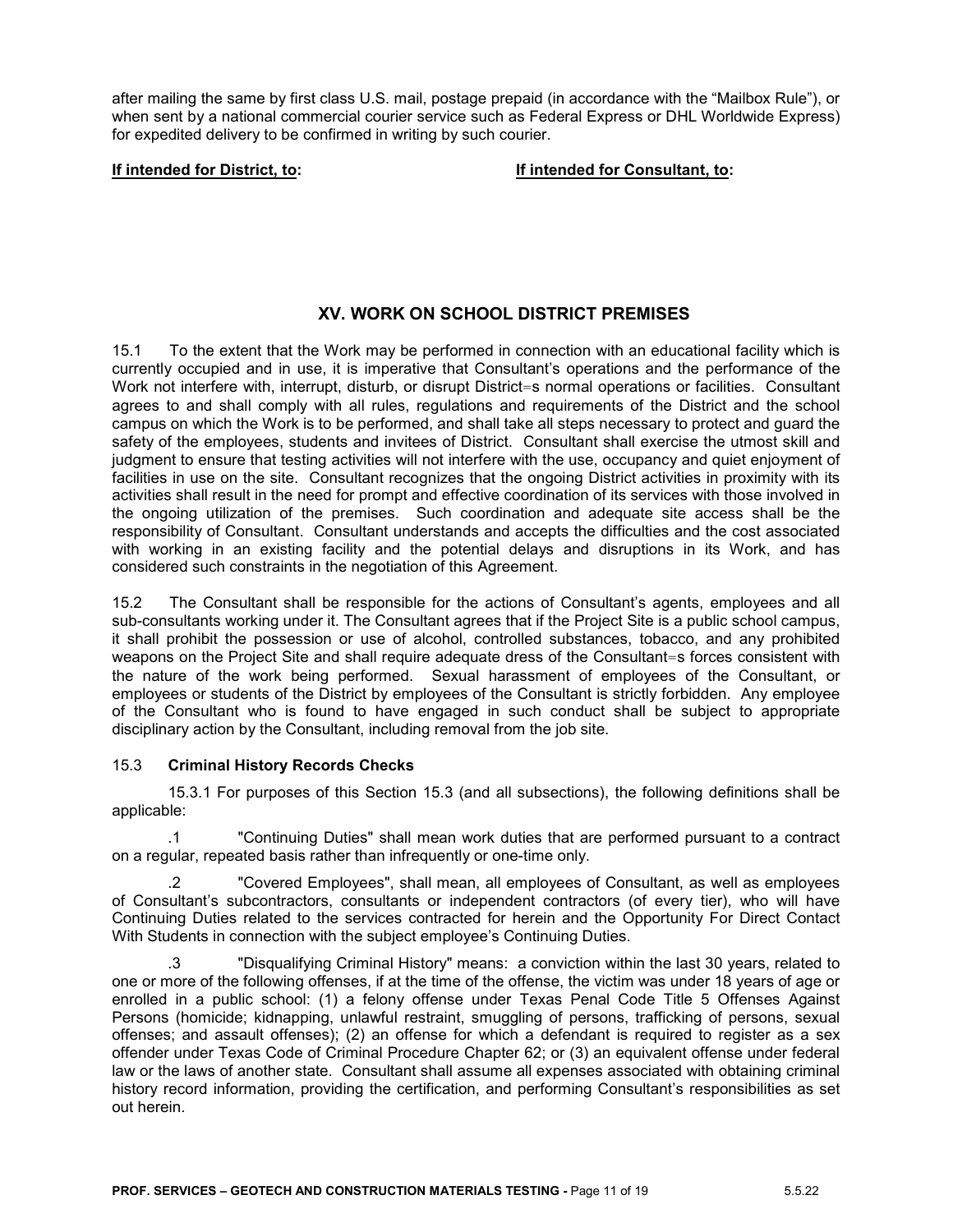after mailing the same by first class U.S. mail, postage prepaid (in accordance with the "Mailbox Rule"), or when sent by a national commercial courier service such as Federal Express or DHL Worldwide Express) for expedited delivery to be confirmed in writing by such courier.

**If intended for District, to:** **If intended for Consultant, to:**

## XV. WORK ON SCHOOL DISTRICT PREMISES

15.1 To the extent that the Work may be performed in connection with an educational facility which is currently occupied and in use, it is imperative that Consultant's operations and the performance of the Work not interfere with, interrupt, disturb, or disrupt District=s normal operations or facilities. Consultant agrees to and shall comply with all rules, regulations and requirements of the District and the school campus on which the Work is to be performed, and shall take all steps necessary to protect and guard the safety of the employees, students and invitees of District. Consultant shall exercise the utmost skill and judgment to ensure that testing activities will not interfere with the use, occupancy and quiet enjoyment of facilities in use on the site. Consultant recognizes that the ongoing District activities in proximity with its activities shall result in the need for prompt and effective coordination of its services with those involved in the ongoing utilization of the premises. Such coordination and adequate site access shall be the responsibility of Consultant. Consultant understands and accepts the difficulties and the cost associated with working in an existing facility and the potential delays and disruptions in its Work, and has considered such constraints in the negotiation of this Agreement.

15.2 The Consultant shall be responsible for the actions of Consultant's agents, employees and all sub-consultants working under it. The Consultant agrees that if the Project Site is a public school campus, it shall prohibit the possession or use of alcohol, controlled substances, tobacco, and any prohibited weapons on the Project Site and shall require adequate dress of the Consultant=s forces consistent with the nature of the work being performed. Sexual harassment of employees of the Consultant, or employees or students of the District by employees of the Consultant is strictly forbidden. Any employee of the Consultant who is found to have engaged in such conduct shall be subject to appropriate disciplinary action by the Consultant, including removal from the job site.

15.3 **Criminal History Records Checks**

15.3.1 For purposes of this Section 15.3 (and all subsections), the following definitions shall be applicable:

.1 "Continuing Duties" shall mean work duties that are performed pursuant to a contract on a regular, repeated basis rather than infrequently or one-time only.

.2 "Covered Employees", shall mean, all employees of Consultant, as well as employees of Consultant's subcontractors, consultants or independent contractors (of every tier), who will have Continuing Duties related to the services contracted for herein and the Opportunity For Direct Contact With Students in connection with the subject employee's Continuing Duties.

.3 "Disqualifying Criminal History" means: a conviction within the last 30 years, related to one or more of the following offenses, if at the time of the offense, the victim was under 18 years of age or enrolled in a public school: (1) a felony offense under Texas Penal Code Title 5 Offenses Against Persons (homicide; kidnapping, unlawful restraint, smuggling of persons, trafficking of persons, sexual offenses; and assault offenses); (2) an offense for which a defendant is required to register as a sex offender under Texas Code of Criminal Procedure Chapter 62; or (3) an equivalent offense under federal law or the laws of another state. Consultant shall assume all expenses associated with obtaining criminal history record information, providing the certification, and performing Consultant's responsibilities as set out herein.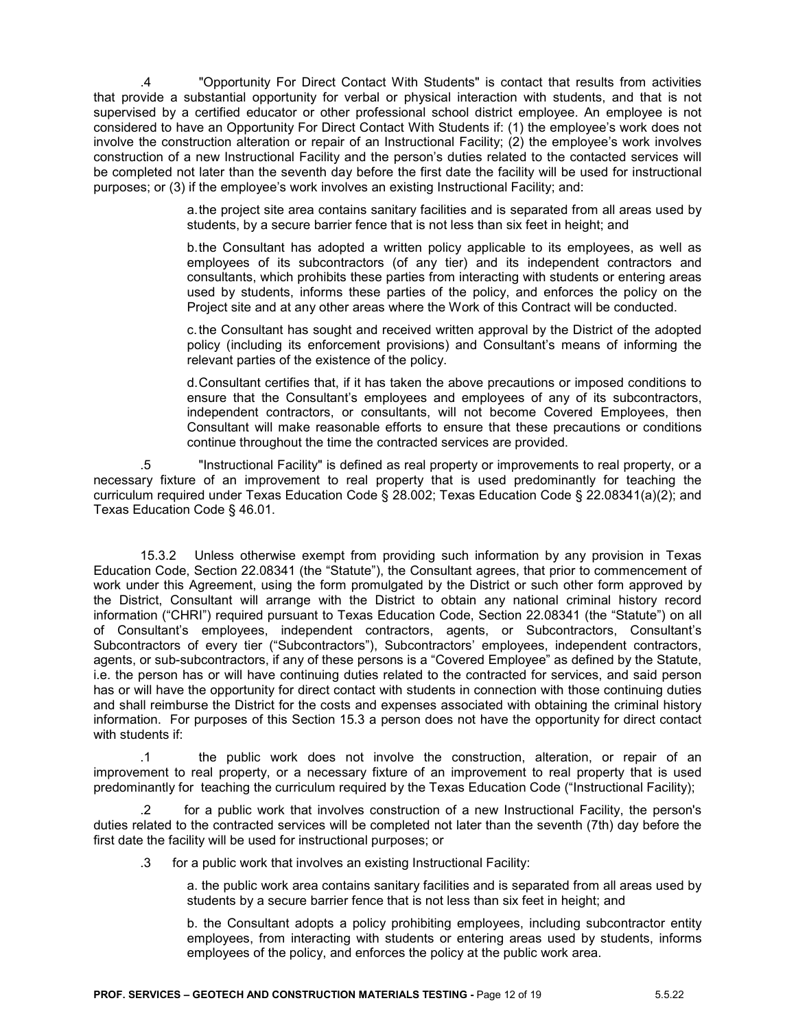.4 "Opportunity For Direct Contact With Students" is contact that results from activities that provide a substantial opportunity for verbal or physical interaction with students, and that is not supervised by a certified educator or other professional school district employee. An employee is not considered to have an Opportunity For Direct Contact With Students if: (1) the employee's work does not involve the construction alteration or repair of an Instructional Facility; (2) the employee's work involves construction of a new Instructional Facility and the person's duties related to the contacted services will be completed not later than the seventh day before the first date the facility will be used for instructional purposes; or (3) if the employee's work involves an existing Instructional Facility; and:

a. the project site area contains sanitary facilities and is separated from all areas used by students, by a secure barrier fence that is not less than six feet in height; and

b. the Consultant has adopted a written policy applicable to its employees, as well as employees of its subcontractors (of any tier) and its independent contractors and consultants, which prohibits these parties from interacting with students or entering areas used by students, informs these parties of the policy, and enforces the policy on the Project site and at any other areas where the Work of this Contract will be conducted.

c. the Consultant has sought and received written approval by the District of the adopted policy (including its enforcement provisions) and Consultant's means of informing the relevant parties of the existence of the policy.

d. Consultant certifies that, if it has taken the above precautions or imposed conditions to ensure that the Consultant's employees and employees of any of its subcontractors, independent contractors, or consultants, will not become Covered Employees, then Consultant will make reasonable efforts to ensure that these precautions or conditions continue throughout the time the contracted services are provided.

.5 "Instructional Facility" is defined as real property or improvements to real property, or a necessary fixture of an improvement to real property that is used predominantly for teaching the curriculum required under Texas Education Code § 28.002; Texas Education Code § 22.08341(a)(2); and Texas Education Code § 46.01.

15.3.2 Unless otherwise exempt from providing such information by any provision in Texas Education Code, Section 22.08341 (the "Statute"), the Consultant agrees, that prior to commencement of work under this Agreement, using the form promulgated by the District or such other form approved by the District, Consultant will arrange with the District to obtain any national criminal history record information ("CHRI") required pursuant to Texas Education Code, Section 22.08341 (the "Statute") on all of Consultant's employees, independent contractors, agents, or Subcontractors, Consultant's Subcontractors of every tier ("Subcontractors"), Subcontractors' employees, independent contractors, agents, or sub-subcontractors, if any of these persons is a "Covered Employee" as defined by the Statute, i.e. the person has or will have continuing duties related to the contracted for services, and said person has or will have the opportunity for direct contact with students in connection with those continuing duties and shall reimburse the District for the costs and expenses associated with obtaining the criminal history information. For purposes of this Section 15.3 a person does not have the opportunity for direct contact with students if:

.1 the public work does not involve the construction, alteration, or repair of an improvement to real property, or a necessary fixture of an improvement to real property that is used predominantly for teaching the curriculum required by the Texas Education Code ("Instructional Facility);

.2 for a public work that involves construction of a new Instructional Facility, the person's duties related to the contracted services will be completed not later than the seventh (7th) day before the first date the facility will be used for instructional purposes; or

.3 for a public work that involves an existing Instructional Facility:

a. the public work area contains sanitary facilities and is separated from all areas used by students by a secure barrier fence that is not less than six feet in height; and

b. the Consultant adopts a policy prohibiting employees, including subcontractor entity employees, from interacting with students or entering areas used by students, informs employees of the policy, and enforces the policy at the public work area.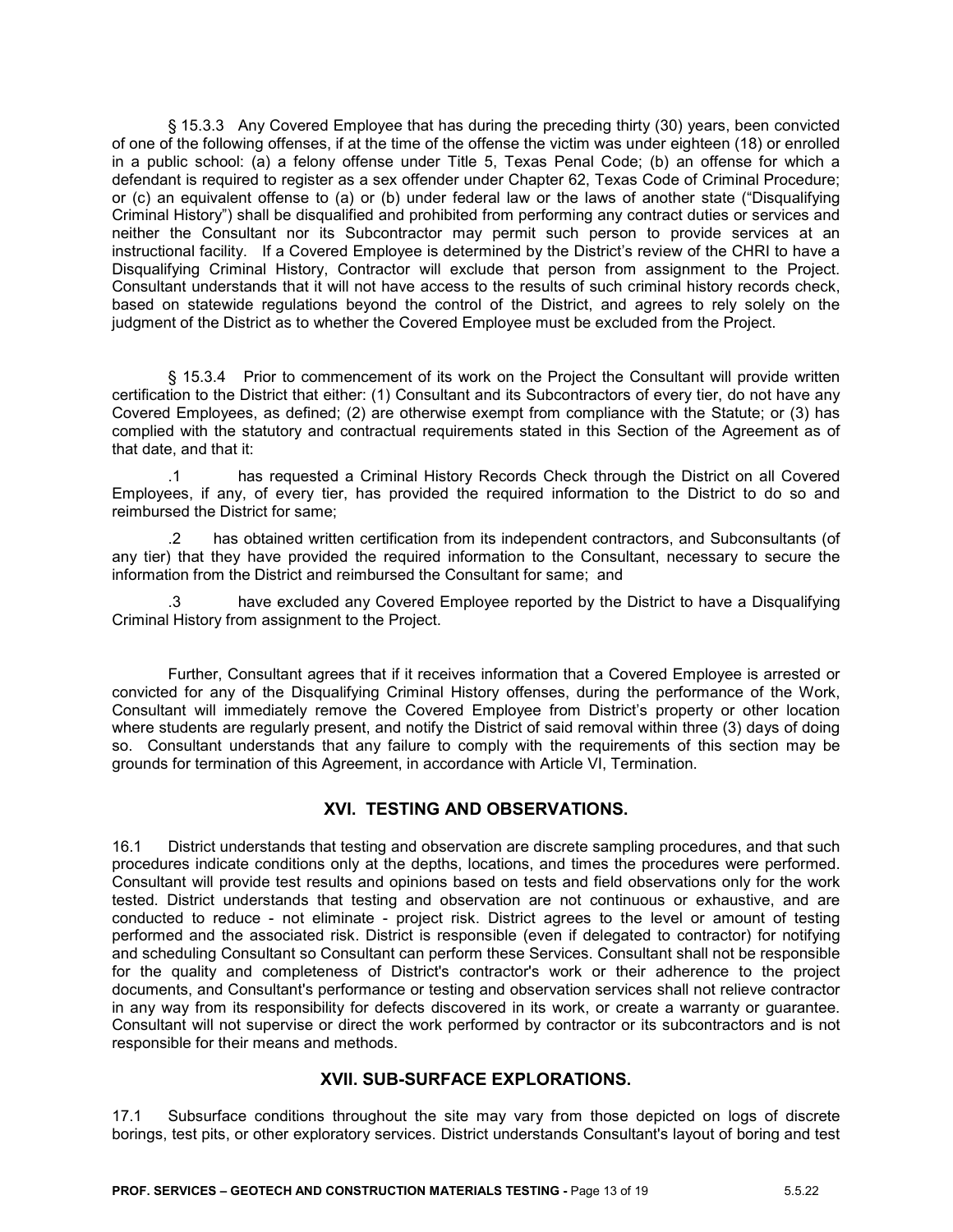§ 15.3.3 Any Covered Employee that has during the preceding thirty (30) years, been convicted of one of the following offenses, if at the time of the offense the victim was under eighteen (18) or enrolled in a public school: (a) a felony offense under Title 5, Texas Penal Code; (b) an offense for which a defendant is required to register as a sex offender under Chapter 62, Texas Code of Criminal Procedure; or (c) an equivalent offense to (a) or (b) under federal law or the laws of another state ("Disqualifying Criminal History") shall be disqualified and prohibited from performing any contract duties or services and neither the Consultant nor its Subcontractor may permit such person to provide services at an instructional facility. If a Covered Employee is determined by the District's review of the CHRI to have a Disqualifying Criminal History, Contractor will exclude that person from assignment to the Project. Consultant understands that it will not have access to the results of such criminal history records check, based on statewide regulations beyond the control of the District, and agrees to rely solely on the judgment of the District as to whether the Covered Employee must be excluded from the Project.

§ 15.3.4 Prior to commencement of its work on the Project the Consultant will provide written certification to the District that either: (1) Consultant and its Subcontractors of every tier, do not have any Covered Employees, as defined; (2) are otherwise exempt from compliance with the Statute; or (3) has complied with the statutory and contractual requirements stated in this Section of the Agreement as of that date, and that it:

.1 has requested a Criminal History Records Check through the District on all Covered Employees, if any, of every tier, has provided the required information to the District to do so and reimbursed the District for same;

.2 has obtained written certification from its independent contractors, and Subconsultants (of any tier) that they have provided the required information to the Consultant, necessary to secure the information from the District and reimbursed the Consultant for same; and

.3 have excluded any Covered Employee reported by the District to have a Disqualifying Criminal History from assignment to the Project.

Further, Consultant agrees that if it receives information that a Covered Employee is arrested or convicted for any of the Disqualifying Criminal History offenses, during the performance of the Work, Consultant will immediately remove the Covered Employee from District's property or other location where students are regularly present, and notify the District of said removal within three (3) days of doing so. Consultant understands that any failure to comply with the requirements of this section may be grounds for termination of this Agreement, in accordance with Article VI, Termination.

## XVI. TESTING AND OBSERVATIONS.

16.1 District understands that testing and observation are discrete sampling procedures, and that such procedures indicate conditions only at the depths, locations, and times the procedures were performed. Consultant will provide test results and opinions based on tests and field observations only for the work tested. District understands that testing and observation are not continuous or exhaustive, and are conducted to reduce - not eliminate - project risk. District agrees to the level or amount of testing performed and the associated risk. District is responsible (even if delegated to contractor) for notifying and scheduling Consultant so Consultant can perform these Services. Consultant shall not be responsible for the quality and completeness of District's contractor's work or their adherence to the project documents, and Consultant's performance or testing and observation services shall not relieve contractor in any way from its responsibility for defects discovered in its work, or create a warranty or guarantee. Consultant will not supervise or direct the work performed by contractor or its subcontractors and is not responsible for their means and methods.

## XVII. SUB-SURFACE EXPLORATIONS.

17.1 Subsurface conditions throughout the site may vary from those depicted on logs of discrete borings, test pits, or other exploratory services. District understands Consultant's layout of boring and test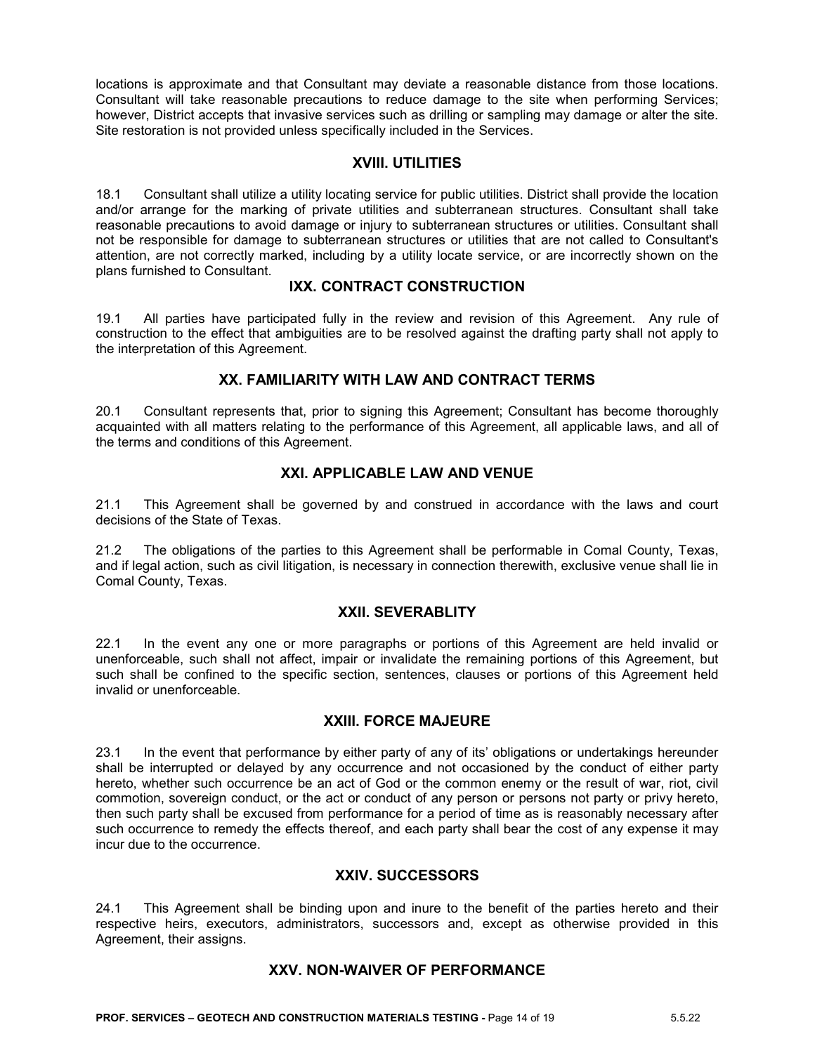locations is approximate and that Consultant may deviate a reasonable distance from those locations. Consultant will take reasonable precautions to reduce damage to the site when performing Services; however, District accepts that invasive services such as drilling or sampling may damage or alter the site. Site restoration is not provided unless specifically included in the Services.

## XVIII. UTILITIES

18.1 Consultant shall utilize a utility locating service for public utilities. District shall provide the location and/or arrange for the marking of private utilities and subterranean structures. Consultant shall take reasonable precautions to avoid damage or injury to subterranean structures or utilities. Consultant shall not be responsible for damage to subterranean structures or utilities that are not called to Consultant's attention, are not correctly marked, including by a utility locate service, or are incorrectly shown on the plans furnished to Consultant.

## IXX. CONTRACT CONSTRUCTION

19.1 All parties have participated fully in the review and revision of this Agreement. Any rule of construction to the effect that ambiguities are to be resolved against the drafting party shall not apply to the interpretation of this Agreement.

## XX. FAMILIARITY WITH LAW AND CONTRACT TERMS

20.1 Consultant represents that, prior to signing this Agreement; Consultant has become thoroughly acquainted with all matters relating to the performance of this Agreement, all applicable laws, and all of the terms and conditions of this Agreement.

## XXI. APPLICABLE LAW AND VENUE

21.1 This Agreement shall be governed by and construed in accordance with the laws and court decisions of the State of Texas.

21.2 The obligations of the parties to this Agreement shall be performable in Comal County, Texas, and if legal action, such as civil litigation, is necessary in connection therewith, exclusive venue shall lie in Comal County, Texas.

## XXII. SEVERABLITY

22.1 In the event any one or more paragraphs or portions of this Agreement are held invalid or unenforceable, such shall not affect, impair or invalidate the remaining portions of this Agreement, but such shall be confined to the specific section, sentences, clauses or portions of this Agreement held invalid or unenforceable.

## XXIII. FORCE MAJEURE

23.1 In the event that performance by either party of any of its' obligations or undertakings hereunder shall be interrupted or delayed by any occurrence and not occasioned by the conduct of either party hereto, whether such occurrence be an act of God or the common enemy or the result of war, riot, civil commotion, sovereign conduct, or the act or conduct of any person or persons not party or privy hereto, then such party shall be excused from performance for a period of time as is reasonably necessary after such occurrence to remedy the effects thereof, and each party shall bear the cost of any expense it may incur due to the occurrence.

## XXIV. SUCCESSORS

24.1 This Agreement shall be binding upon and inure to the benefit of the parties hereto and their respective heirs, executors, administrators, successors and, except as otherwise provided in this Agreement, their assigns.

## XXV. NON-WAIVER OF PERFORMANCE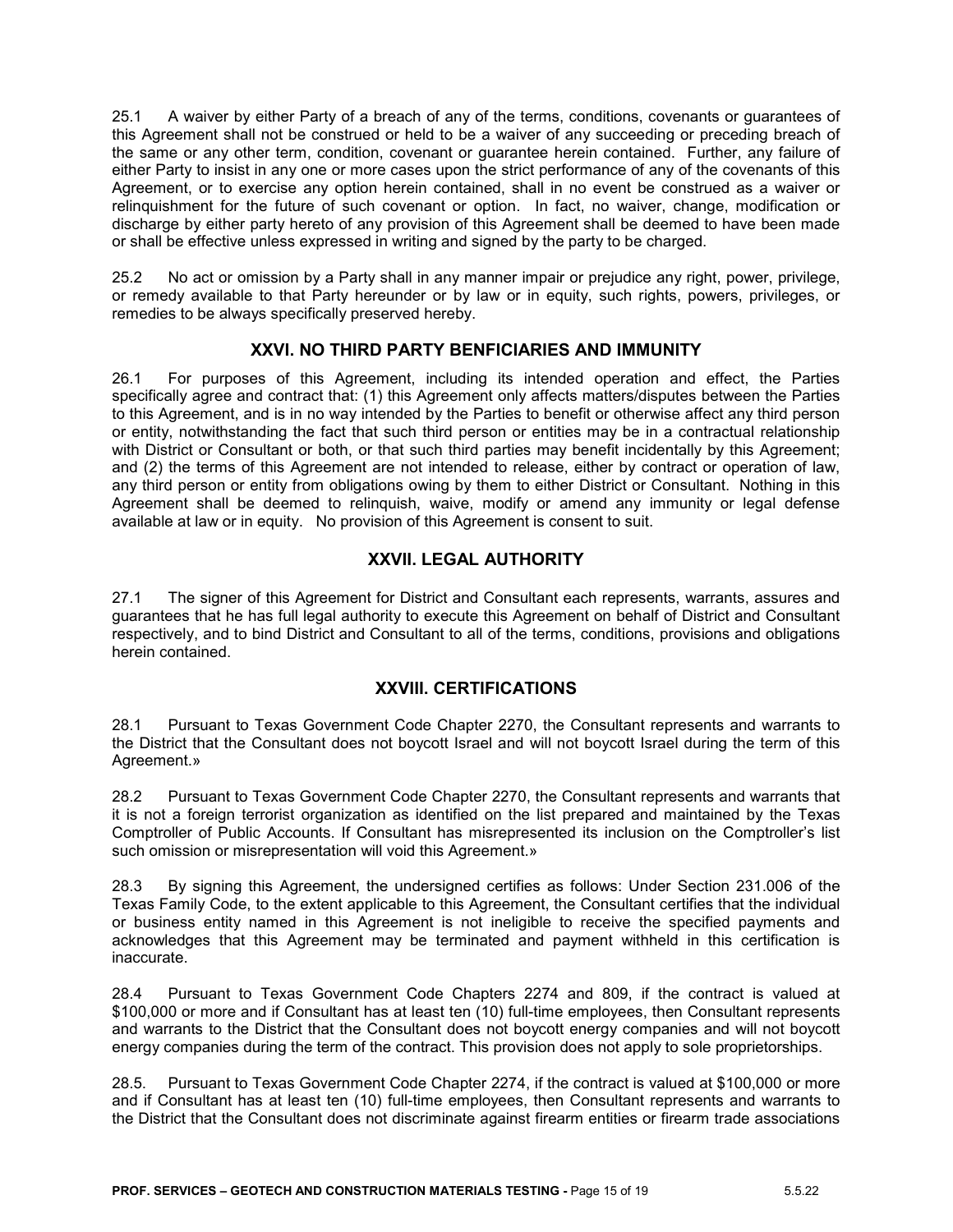25.1 A waiver by either Party of a breach of any of the terms, conditions, covenants or guarantees of this Agreement shall not be construed or held to be a waiver of any succeeding or preceding breach of the same or any other term, condition, covenant or guarantee herein contained. Further, any failure of either Party to insist in any one or more cases upon the strict performance of any of the covenants of this Agreement, or to exercise any option herein contained, shall in no event be construed as a waiver or relinquishment for the future of such covenant or option. In fact, no waiver, change, modification or discharge by either party hereto of any provision of this Agreement shall be deemed to have been made or shall be effective unless expressed in writing and signed by the party to be charged.

25.2 No act or omission by a Party shall in any manner impair or prejudice any right, power, privilege, or remedy available to that Party hereunder or by law or in equity, such rights, powers, privileges, or remedies to be always specifically preserved hereby.

## XXVI. NO THIRD PARTY BENFICIARIES AND IMMUNITY

26.1 For purposes of this Agreement, including its intended operation and effect, the Parties specifically agree and contract that: (1) this Agreement only affects matters/disputes between the Parties to this Agreement, and is in no way intended by the Parties to benefit or otherwise affect any third person or entity, notwithstanding the fact that such third person or entities may be in a contractual relationship with District or Consultant or both, or that such third parties may benefit incidentally by this Agreement; and (2) the terms of this Agreement are not intended to release, either by contract or operation of law, any third person or entity from obligations owing by them to either District or Consultant. Nothing in this Agreement shall be deemed to relinquish, waive, modify or amend any immunity or legal defense available at law or in equity. No provision of this Agreement is consent to suit.

## XXVII. LEGAL AUTHORITY

27.1 The signer of this Agreement for District and Consultant each represents, warrants, assures and guarantees that he has full legal authority to execute this Agreement on behalf of District and Consultant respectively, and to bind District and Consultant to all of the terms, conditions, provisions and obligations herein contained.

## XXVIII. CERTIFICATIONS

28.1 Pursuant to Texas Government Code Chapter 2270, the Consultant represents and warrants to the District that the Consultant does not boycott Israel and will not boycott Israel during the term of this Agreement.»

28.2 Pursuant to Texas Government Code Chapter 2270, the Consultant represents and warrants that it is not a foreign terrorist organization as identified on the list prepared and maintained by the Texas Comptroller of Public Accounts. If Consultant has misrepresented its inclusion on the Comptroller's list such omission or misrepresentation will void this Agreement.»

28.3 By signing this Agreement, the undersigned certifies as follows: Under Section 231.006 of the Texas Family Code, to the extent applicable to this Agreement, the Consultant certifies that the individual or business entity named in this Agreement is not ineligible to receive the specified payments and acknowledges that this Agreement may be terminated and payment withheld in this certification is inaccurate.

28.4 Pursuant to Texas Government Code Chapters 2274 and 809, if the contract is valued at $100,000 or more and if Consultant has at least ten (10) full-time employees, then Consultant represents and warrants to the District that the Consultant does not boycott energy companies and will not boycott energy companies during the term of the contract. This provision does not apply to sole proprietorships.

28.5. Pursuant to Texas Government Code Chapter 2274, if the contract is valued at $100,000 or more and if Consultant has at least ten (10) full-time employees, then Consultant represents and warrants to the District that the Consultant does not discriminate against firearm entities or firearm trade associations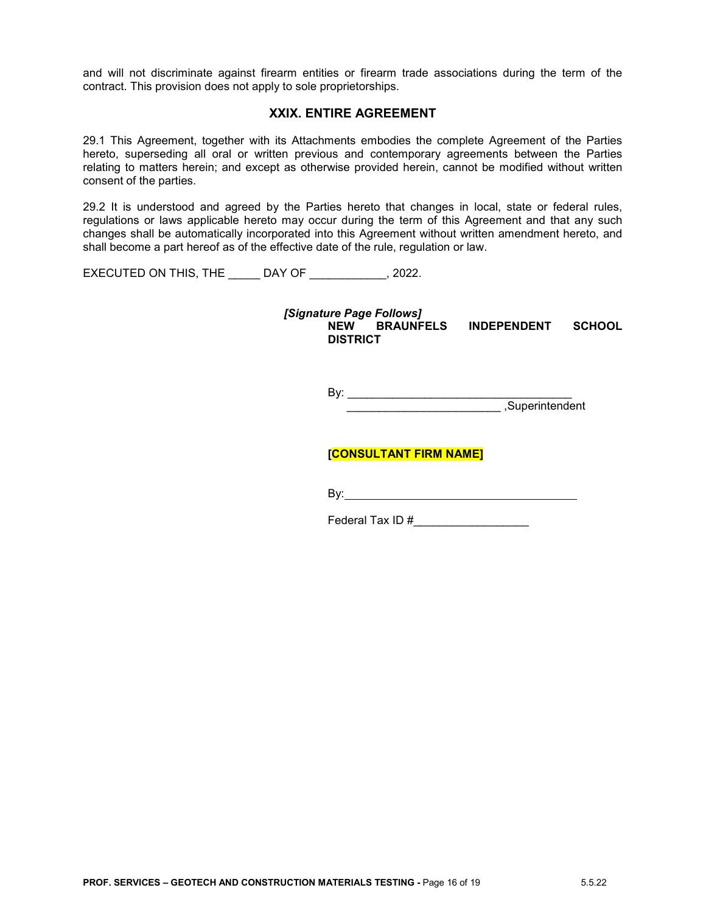and will not discriminate against firearm entities or firearm trade associations during the term of the contract. This provision does not apply to sole proprietorships.

## XXIX. ENTIRE AGREEMENT

29.1 This Agreement, together with its Attachments embodies the complete Agreement of the Parties hereto, superseding all oral or written previous and contemporary agreements between the Parties relating to matters herein; and except as otherwise provided herein, cannot be modified without written consent of the parties.

29.2 It is understood and agreed by the Parties hereto that changes in local, state or federal rules, regulations or laws applicable hereto may occur during the term of this Agreement and that any such changes shall be automatically incorporated into this Agreement without written amendment hereto, and shall become a part hereof as of the effective date of the rule, regulation or law.

EXECUTED ON THIS, THE _____ DAY OF ____________, 2022.

*[Signature Page Follows]*

**NEW BRAUNFELS INDEPENDENT SCHOOL DISTRICT**

By: ___________________________________

________________________ ,Superintendent

**[CONSULTANT FIRM NAME]**

By:_____________________________________

Federal Tax ID #__________________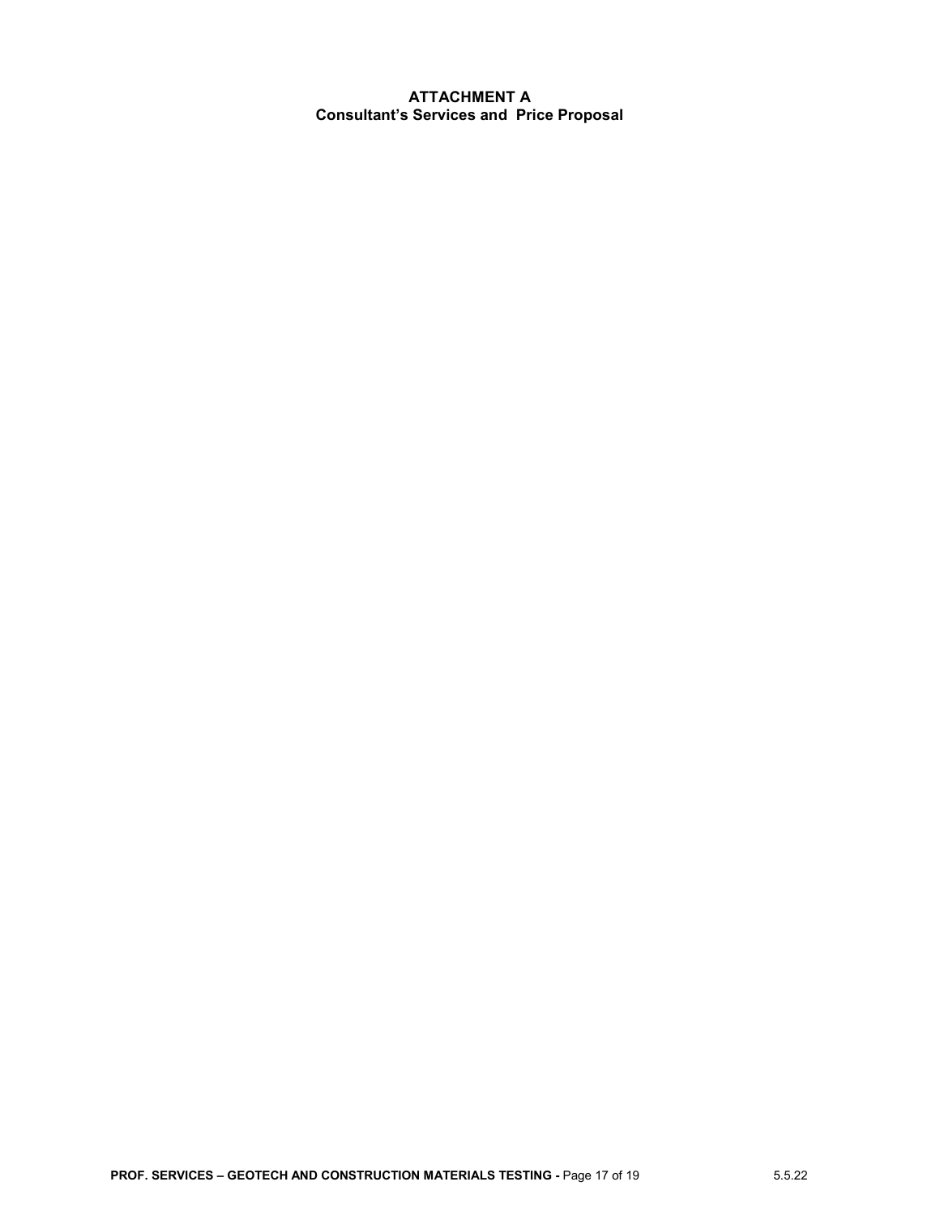# ATTACHMENT A
## Consultant's Services and Price Proposal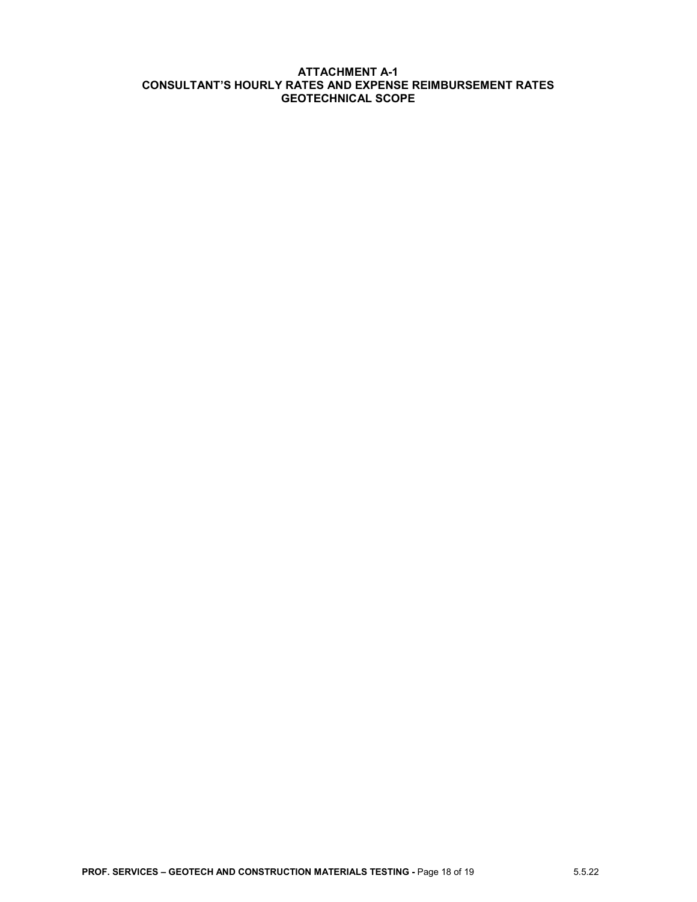# ATTACHMENT A-1
## CONSULTANT'S HOURLY RATES AND EXPENSE REIMBURSEMENT RATES
## GEOTECHNICAL SCOPE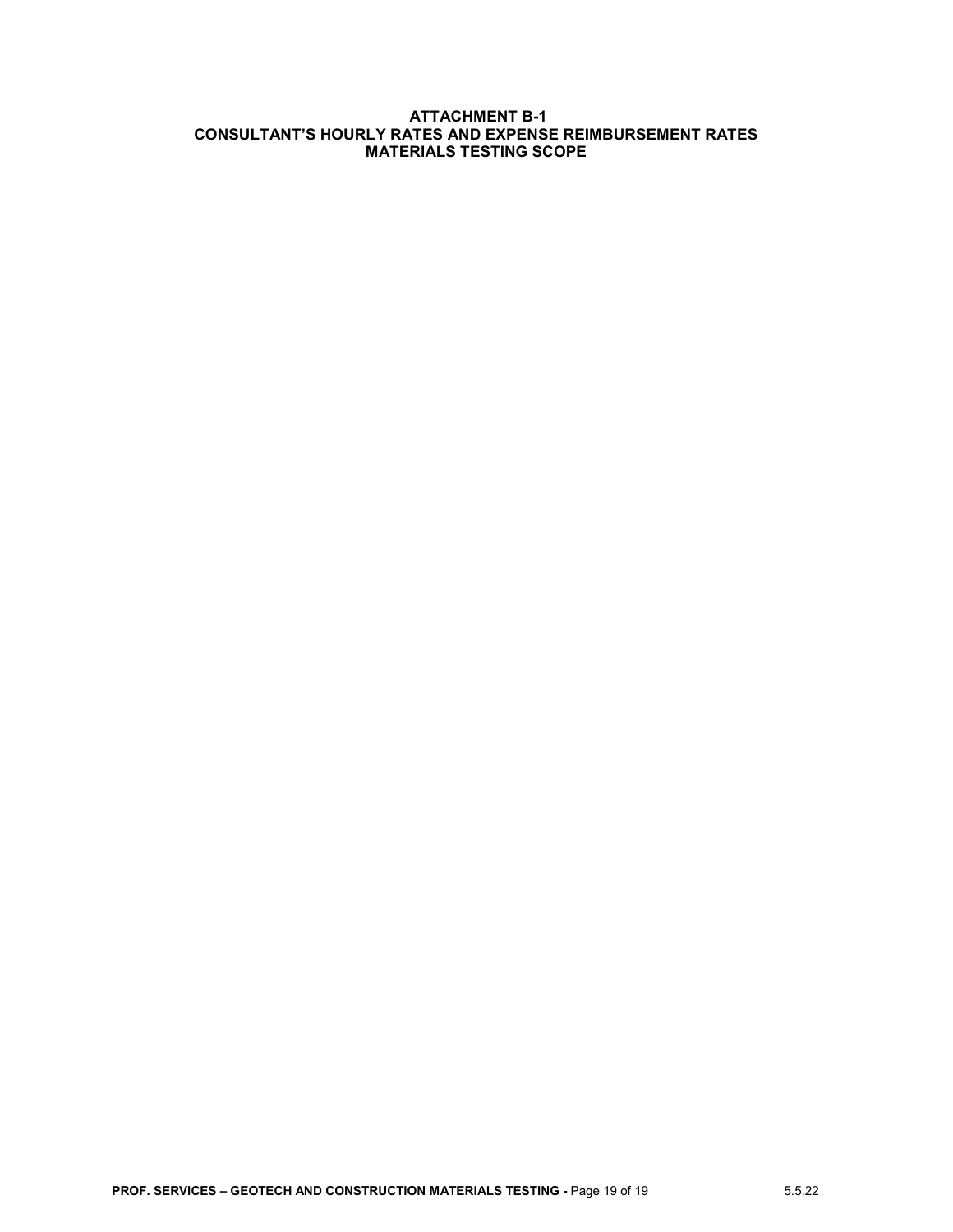# ATTACHMENT B-1
## CONSULTANT'S HOURLY RATES AND EXPENSE REIMBURSEMENT RATES
## MATERIALS TESTING SCOPE